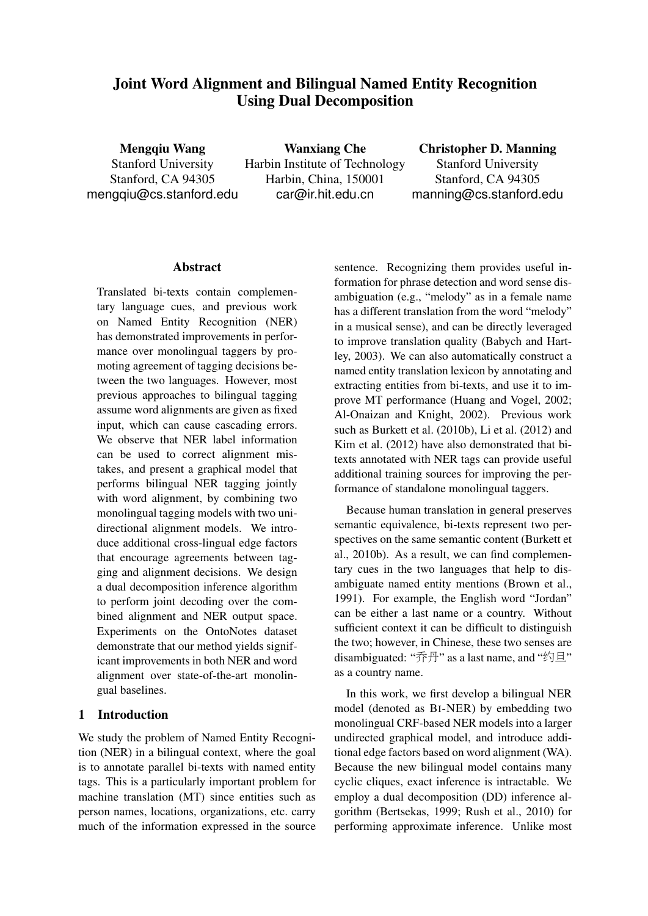# Joint Word Alignment and Bilingual Named Entity Recognition Using Dual Decomposition

**Mengqiu Wang**
Stanford University
Stanford, CA 94305
mengqiu@cs.stanford.edu

**Wanxiang Che**
Harbin Institute of Technology
Harbin, China, 150001
car@ir.hit.edu.cn

**Christopher D. Manning**
Stanford University
Stanford, CA 94305
manning@cs.stanford.edu

## Abstract

Translated bi-texts contain complementary language cues, and previous work on Named Entity Recognition (NER) has demonstrated improvements in performance over monolingual taggers by promoting agreement of tagging decisions between the two languages. However, most previous approaches to bilingual tagging assume word alignments are given as fixed input, which can cause cascading errors. We observe that NER label information can be used to correct alignment mistakes, and present a graphical model that performs bilingual NER tagging jointly with word alignment, by combining two monolingual tagging models with two unidirectional alignment models. We introduce additional cross-lingual edge factors that encourage agreements between tagging and alignment decisions. We design a dual decomposition inference algorithm to perform joint decoding over the combined alignment and NER output space. Experiments on the OntoNotes dataset demonstrate that our method yields significant improvements in both NER and word alignment over state-of-the-art monolingual baselines.

## 1 Introduction

We study the problem of Named Entity Recognition (NER) in a bilingual context, where the goal is to annotate parallel bi-texts with named entity tags. This is a particularly important problem for machine translation (MT) since entities such as person names, locations, organizations, etc. carry much of the information expressed in the source sentence. Recognizing them provides useful information for phrase detection and word sense disambiguation (e.g., "melody" as in a female name has a different translation from the word "melody" in a musical sense), and can be directly leveraged to improve translation quality (Babych and Hartley, 2003). We can also automatically construct a named entity translation lexicon by annotating and extracting entities from bi-texts, and use it to improve MT performance (Huang and Vogel, 2002; Al-Onaizan and Knight, 2002). Previous work such as Burkett et al. (2010b), Li et al. (2012) and Kim et al. (2012) have also demonstrated that bi-texts annotated with NER tags can provide useful additional training sources for improving the performance of standalone monolingual taggers.

Because human translation in general preserves semantic equivalence, bi-texts represent two perspectives on the same semantic content (Burkett et al., 2010b). As a result, we can find complementary cues in the two languages that help to disambiguate named entity mentions (Brown et al., 1991). For example, the English word "Jordan" can be either a last name or a country. Without sufficient context it can be difficult to distinguish the two; however, in Chinese, these two senses are disambiguated: "乔丹" as a last name, and "约旦" as a country name.

In this work, we first develop a bilingual NER model (denoted as BI-NER) by embedding two monolingual CRF-based NER models into a larger undirected graphical model, and introduce additional edge factors based on word alignment (WA). Because the new bilingual model contains many cyclic cliques, exact inference is intractable. We employ a dual decomposition (DD) inference algorithm (Bertsekas, 1999; Rush et al., 2010) for performing approximate inference. Unlike most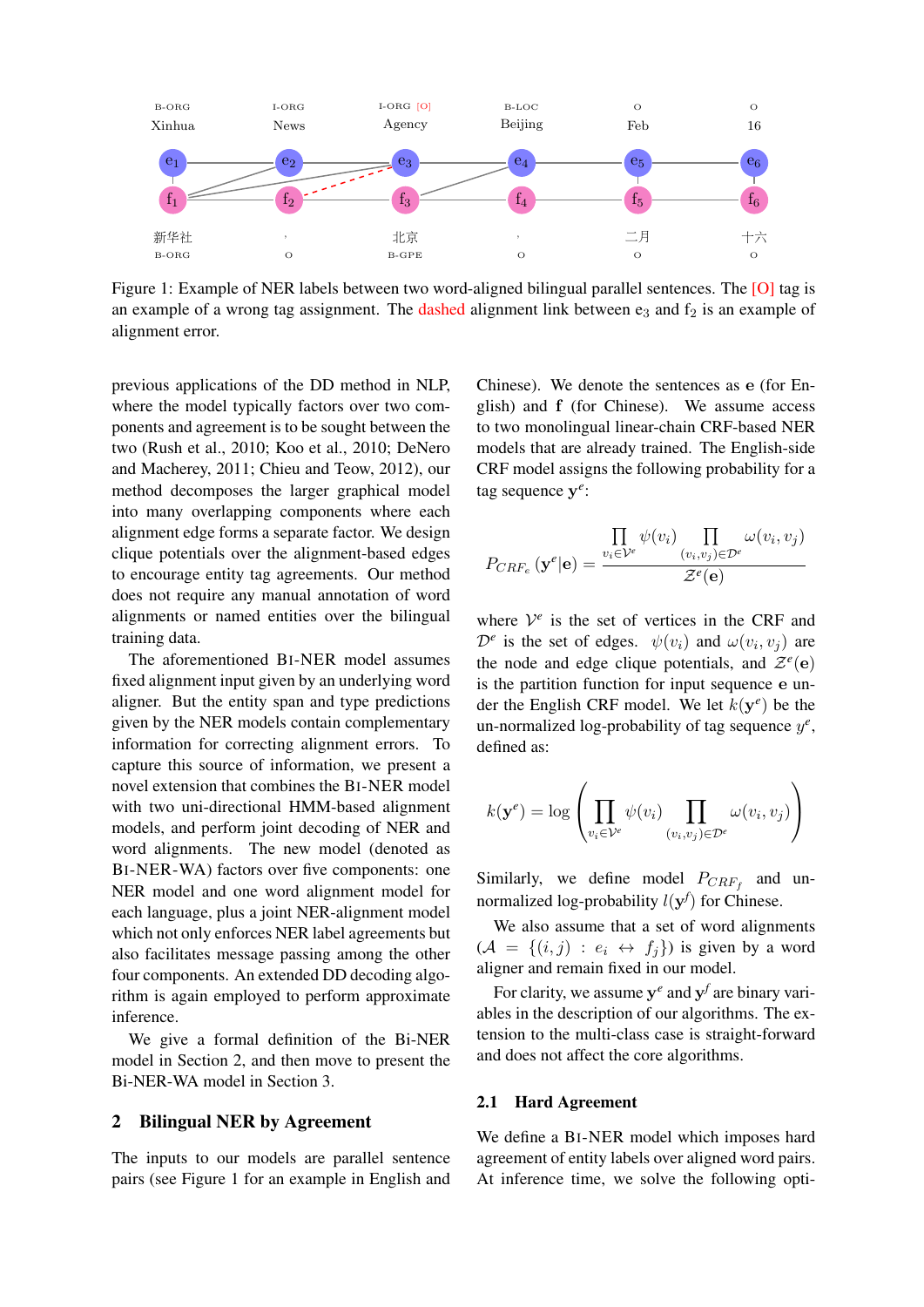Figure 1: Example of NER labels between two word-aligned bilingual parallel sentences. The [O] tag is an example of a wrong tag assignment. The dashed alignment link between $e_3$ and $f_2$ is an example of alignment error.

previous applications of the DD method in NLP, where the model typically factors over two components and agreement is to be sought between the two (Rush et al., 2010; Koo et al., 2010; DeNero and Macherey, 2011; Chieu and Teow, 2012), our method decomposes the larger graphical model into many overlapping components where each alignment edge forms a separate factor. We design clique potentials over the alignment-based edges to encourage entity tag agreements. Our method does not require any manual annotation of word alignments or named entities over the bilingual training data.

The aforementioned BI-NER model assumes fixed alignment input given by an underlying word aligner. But the entity span and type predictions given by the NER models contain complementary information for correcting alignment errors. To capture this source of information, we present a novel extension that combines the BI-NER model with two uni-directional HMM-based alignment models, and perform joint decoding of NER and word alignments. The new model (denoted as BI-NER-WA) factors over five components: one NER model and one word alignment model for each language, plus a joint NER-alignment model which not only enforces NER label agreements but also facilitates message passing among the other four components. An extended DD decoding algorithm is again employed to perform approximate inference.

We give a formal definition of the Bi-NER model in Section 2, and then move to present the Bi-NER-WA model in Section 3.

## 2 Bilingual NER by Agreement

The inputs to our models are parallel sentence pairs (see Figure 1 for an example in English and Chinese). We denote the sentences as $\mathbf{e}$ (for English) and $\mathbf{f}$ (for Chinese). We assume access to two monolingual linear-chain CRF-based NER models that are already trained. The English-side CRF model assigns the following probability for a tag sequence $\mathbf{y}^e$:

$$P_{CRF_e}(\mathbf{y}^e|\mathbf{e}) = \frac{\prod_{v_i \in \mathcal{V}^e} \psi(v_i) \prod_{(v_i,v_j) \in \mathcal{D}^e} \omega(v_i, v_j)}{\mathcal{Z}^e(\mathbf{e})}$$

where $\mathcal{V}^e$ is the set of vertices in the CRF and $\mathcal{D}^e$ is the set of edges. $\psi(v_i)$ and $\omega(v_i, v_j)$ are the node and edge clique potentials, and $\mathcal{Z}^e(\mathbf{e})$ is the partition function for input sequence $\mathbf{e}$ under the English CRF model. We let $k(\mathbf{y}^e)$ be the un-normalized log-probability of tag sequence $y^e$, defined as:

$$k(\mathbf{y}^e) = \log\left(\prod_{v_i \in \mathcal{V}^e} \psi(v_i) \prod_{(v_i,v_j) \in \mathcal{D}^e} \omega(v_i, v_j)\right)$$

Similarly, we define model $P_{CRF_f}$ and un-normalized log-probability $l(\mathbf{y}^f)$ for Chinese.

We also assume that a set of word alignments ($\mathcal{A} = \{(i,j) : e_i \leftrightarrow f_j\}$) is given by a word aligner and remain fixed in our model.

For clarity, we assume $\mathbf{y}^e$ and $\mathbf{y}^f$ are binary variables in the description of our algorithms. The extension to the multi-class case is straight-forward and does not affect the core algorithms.

### 2.1 Hard Agreement

We define a BI-NER model which imposes hard agreement of entity labels over aligned word pairs. At inference time, we solve the following opti-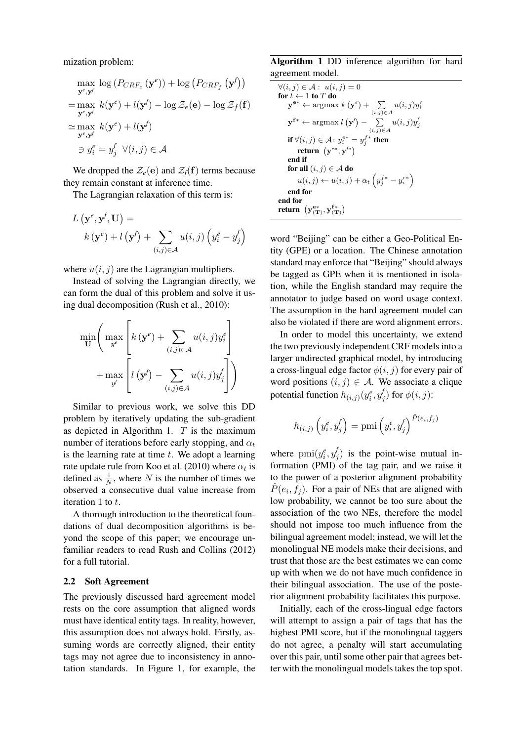mization problem:

$$
\begin{aligned}
&\max_{\mathbf{y}^e, \mathbf{y}^f} \log\left(P_{CRF_e}\left(\mathbf{y}^e\right)\right) + \log\left(P_{CRF_f}\left(\mathbf{y}^f\right)\right) \\
= &\max_{\mathbf{y}^e, \mathbf{y}^f} k(\mathbf{y}^e) + l(\mathbf{y}^f) - \log \mathcal{Z}_e(\mathbf{e}) - \log \mathcal{Z}_f(\mathbf{f}) \\
\simeq &\max_{\mathbf{y}^e, \mathbf{y}^f} k(\mathbf{y}^e) + l(\mathbf{y}^f) \\
&\ni y_i^e = y_j^f \ \ \forall (i,j) \in \mathcal{A}
\end{aligned}
$$

We dropped the $\mathcal{Z}_e(\mathbf{e})$ and $\mathcal{Z}_f(\mathbf{f})$ terms because they remain constant at inference time.

The Lagrangian relaxation of this term is:

$$
L\left(\mathbf{y}^e, \mathbf{y}^f, \mathbf{U}\right) = k\left(\mathbf{y}^e\right) + l\left(\mathbf{y}^f\right) + \sum_{(i,j)\in\mathcal{A}} u(i,j)\left(y_i^e - y_j^f\right)
$$

where $u(i,j)$ are the Lagrangian multipliers.

Instead of solving the Lagrangian directly, we can form the dual of this problem and solve it using dual decomposition (Rush et al., 2010):

$$
\min_{\mathbf{U}} \left( \max_{y^e} \left[ k\left(\mathbf{y}^e\right) + \sum_{(i,j)\in\mathcal{A}} u(i,j) y_i^e \right] + \max_{y^f} \left[ l\left(\mathbf{y}^f\right) - \sum_{(i,j)\in\mathcal{A}} u(i,j) y_j^f \right] \right)
$$

Similar to previous work, we solve this DD problem by iteratively updating the sub-gradient as depicted in Algorithm 1. $T$ is the maximum number of iterations before early stopping, and $\alpha_t$ is the learning rate at time $t$. We adopt a learning rate update rule from Koo et al. (2010) where $\alpha_t$ is defined as $\frac{1}{N}$, where $N$ is the number of times we observed a consecutive dual value increase from iteration 1 to $t$.

A thorough introduction to the theoretical foundations of dual decomposition algorithms is beyond the scope of this paper; we encourage unfamiliar readers to read Rush and Collins (2012) for a full tutorial.

## 2.2 Soft Agreement

The previously discussed hard agreement model rests on the core assumption that aligned words must have identical entity tags. In reality, however, this assumption does not always hold. Firstly, assuming words are correctly aligned, their entity tags may not agree due to inconsistency in annotation standards. In Figure 1, for example, the word "Beijing" can be either a Geo-Political Entity (GPE) or a location. The Chinese annotation standard may enforce that "Beijing" should always be tagged as GPE when it is mentioned in isolation, while the English standard may require the annotator to judge based on word usage context. The assumption in the hard agreement model can also be violated if there are word alignment errors.

**Algorithm 1** DD inference algorithm for hard agreement model.

```
∀(i,j) ∈ A : u(i,j) = 0
for t ← 1 to T do
    y^{e*} ← argmax k(y^e) + Σ_{(i,j)∈A} u(i,j) y_i^e
    y^{f*} ← argmax l(y^f) − Σ_{(i,j)∈A} u(i,j) y_j^f
    if ∀(i,j) ∈ A: y_i^{e*} = y_j^{f*} then
        return (y^{e*}, y^{f*})
    end if
    for all (i,j) ∈ A do
        u(i,j) ← u(i,j) + α_t (y_j^{f*} − y_i^{e*})
    end for
end for
return (y^{e*}_{(T)}, y^{f*}_{(T)})
```

In order to model this uncertainty, we extend the two previously independent CRF models into a larger undirected graphical model, by introducing a cross-lingual edge factor $\phi(i,j)$ for every pair of word positions $(i,j) \in \mathcal{A}$. We associate a clique potential function $h_{(i,j)}(y_i^e, y_j^f)$ for $\phi(i,j)$:

$$
h_{(i,j)}\left(y_i^e, y_j^f\right) = \mathrm{pmi}\left(y_i^e, y_j^f\right)^{\hat{P}(e_i, f_j)}
$$

where $\mathrm{pmi}(y_i^e, y_j^f)$ is the point-wise mutual information (PMI) of the tag pair, and we raise it to the power of a posterior alignment probability $\hat{P}(e_i, f_j)$. For a pair of NEs that are aligned with low probability, we cannot be too sure about the association of the two NEs, therefore the model should not impose too much influence from the bilingual agreement model; instead, we will let the monolingual NE models make their decisions, and trust that those are the best estimates we can come up with when we do not have much confidence in their bilingual association. The use of the posterior alignment probability facilitates this purpose.

Initially, each of the cross-lingual edge factors will attempt to assign a pair of tags that has the highest PMI score, but if the monolingual taggers do not agree, a penalty will start accumulating over this pair, until some other pair that agrees better with the monolingual models takes the top spot.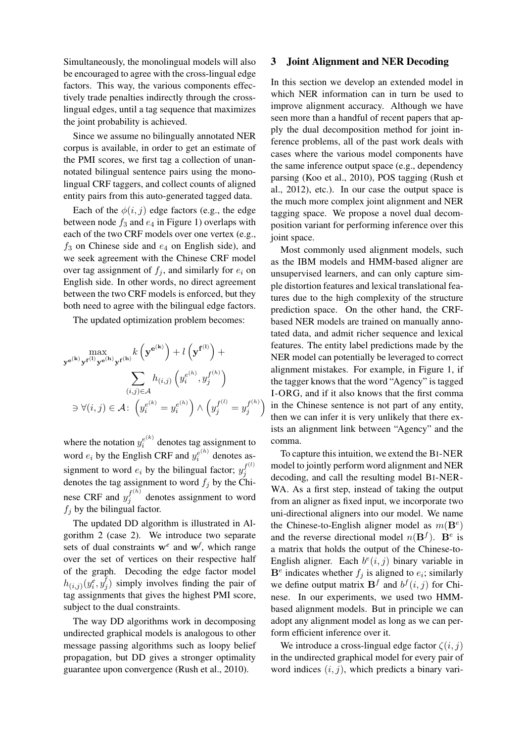Simultaneously, the monolingual models will also be encouraged to agree with the cross-lingual edge factors. This way, the various components effectively trade penalties indirectly through the cross-lingual edges, until a tag sequence that maximizes the joint probability is achieved.

Since we assume no bilingually annotated NER corpus is available, in order to get an estimate of the PMI scores, we first tag a collection of unannotated bilingual sentence pairs using the monolingual CRF taggers, and collect counts of aligned entity pairs from this auto-generated tagged data.

Each of the $\phi(i, j)$ edge factors (e.g., the edge between node $f_3$ and $e_4$ in Figure 1) overlaps with each of the two CRF models over one vertex (e.g., $f_3$ on Chinese side and $e_4$ on English side), and we seek agreement with the Chinese CRF model over tag assignment of $f_j$, and similarly for $e_i$ on English side. In other words, no direct agreement between the two CRF models is enforced, but they both need to agree with the bilingual edge factors.

The updated optimization problem becomes:

$$\max_{\mathbf{y}^{\mathbf{e}^{(\mathbf{k})}} \mathbf{y}^{\mathbf{f}^{(\mathbf{l})}} \mathbf{y}^{\mathbf{e}^{(\mathbf{h})}} \mathbf{y}^{\mathbf{f}^{(\mathbf{h})}}} k\left(\mathbf{y}^{\mathbf{e}^{(\mathbf{k})}}\right) + l\left(\mathbf{y}^{\mathbf{f}^{(\mathbf{l})}}\right) + \sum_{(i,j) \in \mathcal{A}} h_{(i,j)}\left(y_i^{e^{(h)}}, y_j^{f^{(h)}}\right)$$

$$\ni \forall (i, j) \in \mathcal{A}\colon \left(y_i^{e^{(k)}} = y_i^{e^{(h)}}\right) \wedge \left(y_j^{f^{(l)}} = y_j^{f^{(h)}}\right)$$

where the notation $y_i^{e^{(k)}}$ denotes tag assignment to word $e_i$ by the English CRF and $y_i^{e^{(h)}}$ denotes assignment to word $e_i$ by the bilingual factor; $y_j^{f^{(l)}}$ denotes the tag assignment to word $f_j$ by the Chinese CRF and $y_j^{f^{(h)}}$ denotes assignment to word $f_j$ by the bilingual factor.

The updated DD algorithm is illustrated in Algorithm 2 (case 2). We introduce two separate sets of dual constraints $\mathbf{w}^e$ and $\mathbf{w}^f$, which range over the set of vertices on their respective half of the graph. Decoding the edge factor model $h_{(i,j)}(y_i^e, y_j^f)$ simply involves finding the pair of tag assignments that gives the highest PMI score, subject to the dual constraints.

The way DD algorithms work in decomposing undirected graphical models is analogous to other message passing algorithms such as loopy belief propagation, but DD gives a stronger optimality guarantee upon convergence (Rush et al., 2010).

## 3 Joint Alignment and NER Decoding

In this section we develop an extended model in which NER information can in turn be used to improve alignment accuracy. Although we have seen more than a handful of recent papers that apply the dual decomposition method for joint inference problems, all of the past work deals with cases where the various model components have the same inference output space (e.g., dependency parsing (Koo et al., 2010), POS tagging (Rush et al., 2012), etc.). In our case the output space is the much more complex joint alignment and NER tagging space. We propose a novel dual decomposition variant for performing inference over this joint space.

Most commonly used alignment models, such as the IBM models and HMM-based aligner are unsupervised learners, and can only capture simple distortion features and lexical translational features due to the high complexity of the structure prediction space. On the other hand, the CRF-based NER models are trained on manually annotated data, and admit richer sequence and lexical features. The entity label predictions made by the NER model can potentially be leveraged to correct alignment mistakes. For example, in Figure 1, if the tagger knows that the word "Agency" is tagged I-ORG, and if it also knows that the first comma in the Chinese sentence is not part of any entity, then we can infer it is very unlikely that there exists an alignment link between "Agency" and the comma.

To capture this intuition, we extend the BI-NER model to jointly perform word alignment and NER decoding, and call the resulting model BI-NER-WA. As a first step, instead of taking the output from an aligner as fixed input, we incorporate two uni-directional aligners into our model. We name the Chinese-to-English aligner model as $m(\mathbf{B}^e)$ and the reverse directional model $n(\mathbf{B}^f)$. $\mathbf{B}^e$ is a matrix that holds the output of the Chinese-to-English aligner. Each $b^e(i, j)$ binary variable in $\mathbf{B}^e$ indicates whether $f_j$ is aligned to $e_i$; similarly we define output matrix $\mathbf{B}^f$ and $b^f(i, j)$ for Chinese. In our experiments, we used two HMM-based alignment models. But in principle we can adopt any alignment model as long as we can perform efficient inference over it.

We introduce a cross-lingual edge factor $\zeta(i, j)$ in the undirected graphical model for every pair of word indices $(i, j)$, which predicts a binary vari-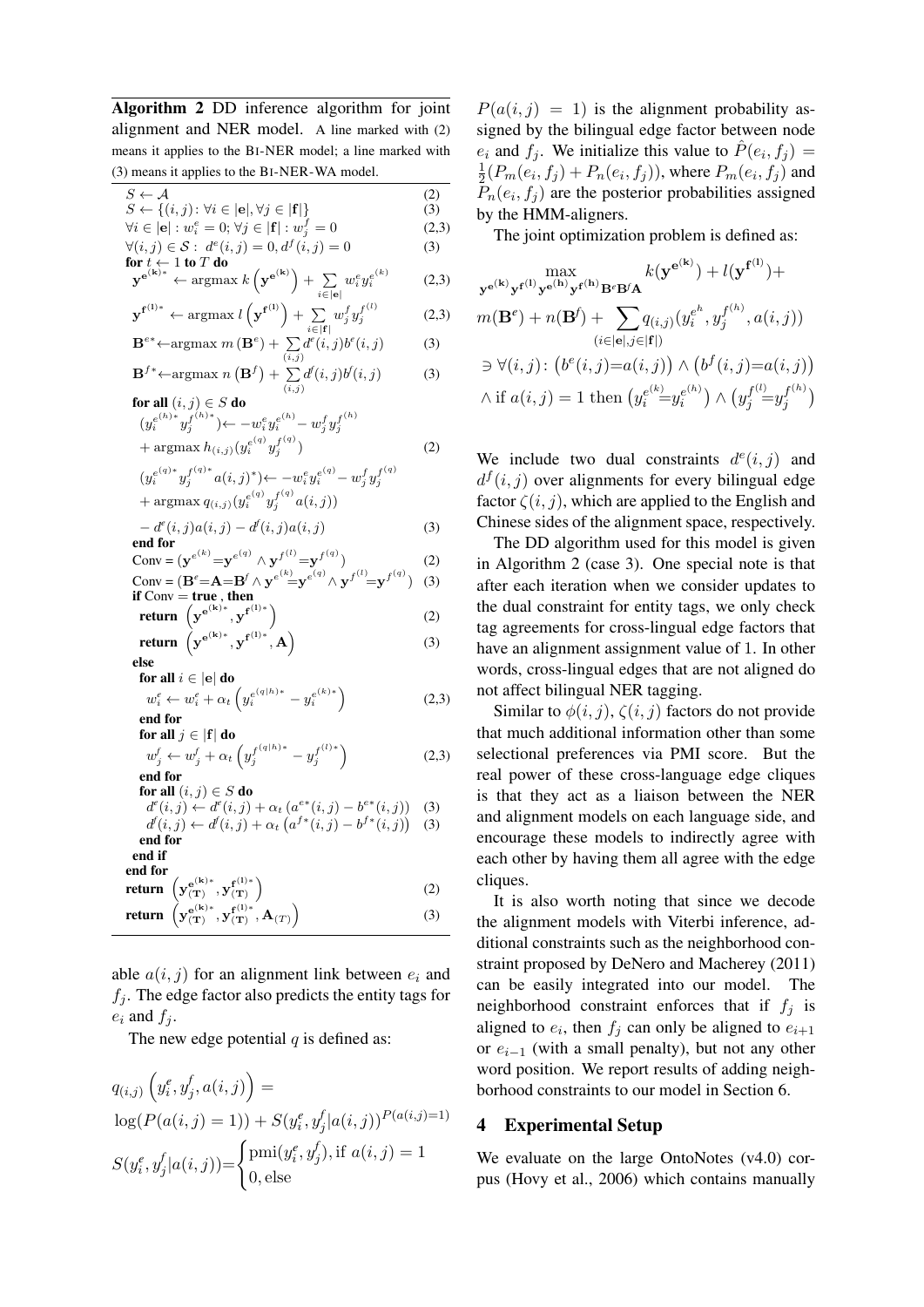**Algorithm 2** DD inference algorithm for joint alignment and NER model. A line marked with (2) means it applies to the BI-NER model; a line marked with (3) means it applies to the BI-NER-WA model.

```
S ← A                                                                  (2)
S ← {(i,j): ∀i ∈ |e|, ∀j ∈ |f|}                                        (3)
∀i ∈ |e| : w^e_i = 0; ∀j ∈ |f| : w^f_j = 0                             (2,3)
∀(i,j) ∈ S : d^e(i,j) = 0, d^f(i,j) = 0                                (3)
for t ← 1 to T do
  y^{e(k)*} ← argmax k(y^{e(k)}) + Σ_{i∈|e|} w^e_i y^{e(k)}_i          (2,3)
  y^{f(l)*} ← argmax l(y^{f(l)}) + Σ_{i∈|f|} w^f_j y^{f(l)}_j          (2,3)
  B^{e*} ← argmax m(B^e) + Σ_{(i,j)} d^e(i,j) b^e(i,j)                 (3)
  B^{f*} ← argmax n(B^f) + Σ_{(i,j)} d^f(i,j) b^f(i,j)                 (3)
  for all (i,j) ∈ S do
    (y^{e(h)*}_i y^{f(h)*}_j) ← −w^e_i y^{e(h)}_i − w^f_j y^{f(h)}_j
        + argmax h_{(i,j)}(y^{e(q)}_i y^{f(q)}_j)                      (2)
    (y^{e(q)*}_i y^{f(q)*}_j a(i,j)*) ← −w^e_i y^{e(q)}_i − w^f_j y^{f(q)}_j
        + argmax q_{(i,j)}(y^{e(q)}_i y^{f(q)}_j a(i,j))
        − d^e(i,j) a(i,j) − d^f(i,j) a(i,j)                            (3)
  end for
  Conv = (y^{e(k)} = y^{e(q)} ∧ y^{f(l)} = y^{f(q)})                   (2)
  Conv = (B^e = A = B^f ∧ y^{e(k)} = y^{e(q)} ∧ y^{f(l)} = y^{f(q)})   (3)
  if Conv = true, then
    return (y^{e(k)*}, y^{f(l)*})                                      (2)
    return (y^{e(k)*}, y^{f(l)*}, A)                                   (3)
  else
    for all i ∈ |e| do
      w^e_i ← w^e_i + α_t (y^{e(q|h)*}_i − y^{e(k)*}_i)                (2,3)
    end for
    for all j ∈ |f| do
      w^f_j ← w^f_j + α_t (y^{f(q|h)*}_j − y^{f(l)*}_j)                (2,3)
    end for
    for all (i,j) ∈ S do
      d^e(i,j) ← d^e(i,j) + α_t (a^{e*}(i,j) − b^{e*}(i,j))            (3)
      d^f(i,j) ← d^f(i,j) + α_t (a^{f*}(i,j) − b^{f*}(i,j))            (3)
    end for
  end if
end for
return (y^{e(k)*}_{(T)}, y^{f(l)*}_{(T)})                              (2)
return (y^{e(k)*}_{(T)}, y^{f(l)*}_{(T)}, A_{(T)})                     (3)
```

able $a(i,j)$ for an alignment link between $e_i$ and $f_j$. The edge factor also predicts the entity tags for $e_i$ and $f_j$.

The new edge potential $q$ is defined as:

$$q_{(i,j)}\left(y^e_i, y^f_j, a(i,j)\right) =$$

$$\log(P(a(i,j)=1)) + S(y^e_i, y^f_j | a(i,j))^{P(a(i,j)=1)}$$

$$S(y^e_i, y^f_j | a(i,j)) = \begin{cases} \text{pmi}(y^e_i, y^f_j), \text{if } a(i,j)=1 \\ 0, \text{else} \end{cases}$$

$P(a(i,j)=1)$ is the alignment probability assigned by the bilingual edge factor between node $e_i$ and $f_j$. We initialize this value to $\hat{P}(e_i, f_j) = \frac{1}{2}(P_m(e_i, f_j) + P_n(e_i, f_j))$, where $P_m(e_i, f_j)$ and $P_n(e_i, f_j)$ are the posterior probabilities assigned by the HMM-aligners.

The joint optimization problem is defined as:

$$\max_{\mathbf{y}^{\mathbf{e}^{(\mathbf{k})}} \mathbf{y}^{\mathbf{f}^{(\mathbf{l})}} \mathbf{y}^{\mathbf{e}^{(\mathbf{h})}} \mathbf{y}^{\mathbf{f}^{(\mathbf{h})}} \mathbf{B}^e \mathbf{B}^f \mathbf{A}} k(\mathbf{y}^{\mathbf{e}^{(\mathbf{k})}}) + l(\mathbf{y}^{\mathbf{f}^{(\mathbf{l})}}) +$$

$$m(\mathbf{B}^e) + n(\mathbf{B}^f) + \sum_{(i \in |\mathbf{e}|, j \in |\mathbf{f}|)} q_{(i,j)}(y^{e^h}_i, y^{f^{(h)}}_j, a(i,j))$$

$$\ni \forall(i,j) \colon \left(b^e(i,j) = a(i,j)\right) \wedge \left(b^f(i,j) = a(i,j)\right)$$

$$\wedge \text{ if } a(i,j)=1 \text{ then } \left(y^{e^{(k)}}_i = y^{e^{(h)}}_i\right) \wedge \left(y^{f^{(l)}}_j = y^{f^{(h)}}_j\right)$$

We include two dual constraints $d^e(i,j)$ and $d^f(i,j)$ over alignments for every bilingual edge factor $\zeta(i,j)$, which are applied to the English and Chinese sides of the alignment space, respectively.

The DD algorithm used for this model is given in Algorithm 2 (case 3). One special note is that after each iteration when we consider updates to the dual constraint for entity tags, we only check tag agreements for cross-lingual edge factors that have an alignment assignment value of 1. In other words, cross-lingual edges that are not aligned do not affect bilingual NER tagging.

Similar to $\phi(i,j)$, $\zeta(i,j)$ factors do not provide that much additional information other than some selectional preferences via PMI score. But the real power of these cross-language edge cliques is that they act as a liaison between the NER and alignment models on each language side, and encourage these models to indirectly agree with each other by having them all agree with the edge cliques.

It is also worth noting that since we decode the alignment models with Viterbi inference, additional constraints such as the neighborhood constraint proposed by DeNero and Macherey (2011) can be easily integrated into our model. The neighborhood constraint enforces that if $f_j$ is aligned to $e_i$, then $f_j$ can only be aligned to $e_{i+1}$ or $e_{i-1}$ (with a small penalty), but not any other word position. We report results of adding neighborhood constraints to our model in Section 6.

## 4 Experimental Setup

We evaluate on the large OntoNotes (v4.0) corpus (Hovy et al., 2006) which contains manually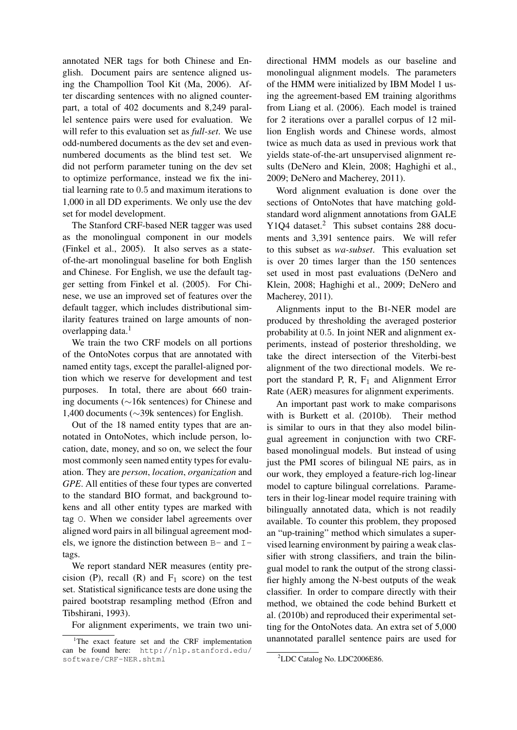annotated NER tags for both Chinese and English. Document pairs are sentence aligned using the Champollion Tool Kit (Ma, 2006). After discarding sentences with no aligned counterpart, a total of 402 documents and 8,249 parallel sentence pairs were used for evaluation. We will refer to this evaluation set as *full-set*. We use odd-numbered documents as the dev set and even-numbered documents as the blind test set. We did not perform parameter tuning on the dev set to optimize performance, instead we fix the initial learning rate to 0.5 and maximum iterations to 1,000 in all DD experiments. We only use the dev set for model development.

The Stanford CRF-based NER tagger was used as the monolingual component in our models (Finkel et al., 2005). It also serves as a state-of-the-art monolingual baseline for both English and Chinese. For English, we use the default tagger setting from Finkel et al. (2005). For Chinese, we use an improved set of features over the default tagger, which includes distributional similarity features trained on large amounts of non-overlapping data.[1]

We train the two CRF models on all portions of the OntoNotes corpus that are annotated with named entity tags, except the parallel-aligned portion which we reserve for development and test purposes. In total, there are about 660 training documents (∼16k sentences) for Chinese and 1,400 documents (∼39k sentences) for English.

Out of the 18 named entity types that are annotated in OntoNotes, which include person, location, date, money, and so on, we select the four most commonly seen named entity types for evaluation. They are *person*, *location*, *organization* and *GPE*. All entities of these four types are converted to the standard BIO format, and background tokens and all other entity types are marked with tag `O`. When we consider label agreements over aligned word pairs in all bilingual agreement models, we ignore the distinction between `B-` and `I-` tags.

We report standard NER measures (entity precision (P), recall (R) and $F_1$ score) on the test set. Statistical significance tests are done using the paired bootstrap resampling method (Efron and Tibshirani, 1993).

For alignment experiments, we train two uni-directional HMM models as our baseline and monolingual alignment models. The parameters of the HMM were initialized by IBM Model 1 using the agreement-based EM training algorithms from Liang et al. (2006). Each model is trained for 2 iterations over a parallel corpus of 12 million English words and Chinese words, almost twice as much data as used in previous work that yields state-of-the-art unsupervised alignment results (DeNero and Klein, 2008; Haghighi et al., 2009; DeNero and Macherey, 2011).

Word alignment evaluation is done over the sections of OntoNotes that have matching gold-standard word alignment annotations from GALE Y1Q4 dataset.[2] This subset contains 288 documents and 3,391 sentence pairs. We will refer to this subset as *wa-subset*. This evaluation set is over 20 times larger than the 150 sentences set used in most past evaluations (DeNero and Klein, 2008; Haghighi et al., 2009; DeNero and Macherey, 2011).

Alignments input to the BI-NER model are produced by thresholding the averaged posterior probability at 0.5. In joint NER and alignment experiments, instead of posterior thresholding, we take the direct intersection of the Viterbi-best alignment of the two directional models. We report the standard P, R, $F_1$ and Alignment Error Rate (AER) measures for alignment experiments.

An important past work to make comparisons with is Burkett et al. (2010b). Their method is similar to ours in that they also model bilingual agreement in conjunction with two CRF-based monolingual models. But instead of using just the PMI scores of bilingual NE pairs, as in our work, they employed a feature-rich log-linear model to capture bilingual correlations. Parameters in their log-linear model require training with bilingually annotated data, which is not readily available. To counter this problem, they proposed an "up-training" method which simulates a supervised learning environment by pairing a weak classifier with strong classifiers, and train the bilingual model to rank the output of the strong classifier highly among the N-best outputs of the weak classifier. In order to compare directly with their method, we obtained the code behind Burkett et al. (2010b) and reproduced their experimental setting for the OntoNotes data. An extra set of 5,000 unannotated parallel sentence pairs are used for

[1] The exact feature set and the CRF implementation can be found here: `http://nlp.stanford.edu/software/CRF-NER.shtml`

[2] LDC Catalog No. LDC2006E86.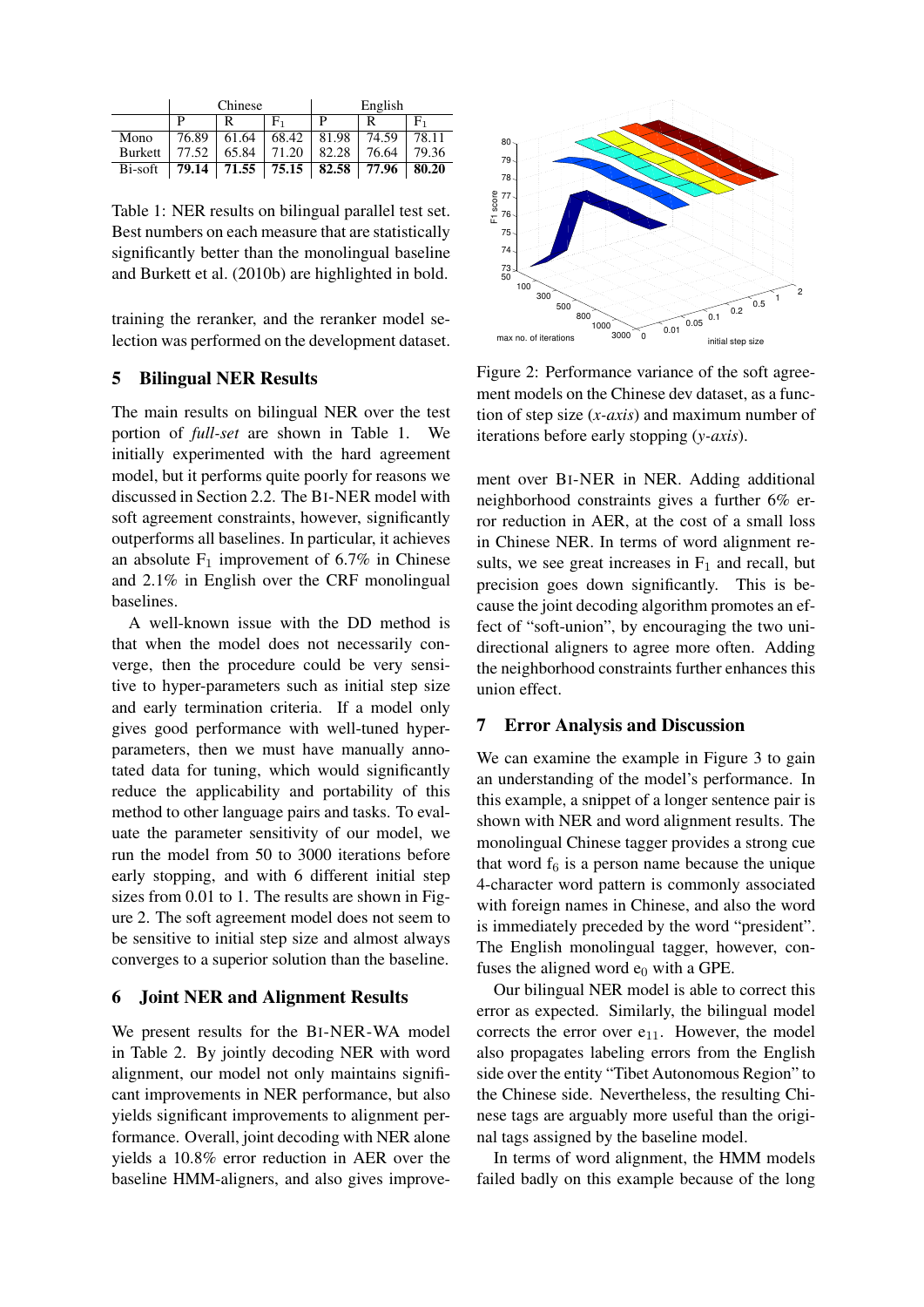| | Chinese | | | English | | |
|---|---|---|---|---|---|---|
| | P | R | $F_1$ | P | R | $F_1$ |
| Mono | 76.89 | 61.64 | 68.42 | 81.98 | 74.59 | 78.11 |
| Burkett | 77.52 | 65.84 | 71.20 | 82.28 | 76.64 | 79.36 |
| Bi-soft | **79.14** | **71.55** | **75.15** | **82.58** | **77.96** | **80.20** |

Table 1: NER results on bilingual parallel test set. Best numbers on each measure that are statistically significantly better than the monolingual baseline and Burkett et al. (2010b) are highlighted in bold.

training the reranker, and the reranker model selection was performed on the development dataset.

## 5 Bilingual NER Results

The main results on bilingual NER over the test portion of *full-set* are shown in Table 1. We initially experimented with the hard agreement model, but it performs quite poorly for reasons we discussed in Section 2.2. The BI-NER model with soft agreement constraints, however, significantly outperforms all baselines. In particular, it achieves an absolute $F_1$ improvement of 6.7% in Chinese and 2.1% in English over the CRF monolingual baselines.

A well-known issue with the DD method is that when the model does not necessarily converge, then the procedure could be very sensitive to hyper-parameters such as initial step size and early termination criteria. If a model only gives good performance with well-tuned hyper-parameters, then we must have manually annotated data for tuning, which would significantly reduce the applicability and portability of this method to other language pairs and tasks. To evaluate the parameter sensitivity of our model, we run the model from 50 to 3000 iterations before early stopping, and with 6 different initial step sizes from 0.01 to 1. The results are shown in Figure 2. The soft agreement model does not seem to be sensitive to initial step size and almost always converges to a superior solution than the baseline.

## 6 Joint NER and Alignment Results

We present results for the BI-NER-WA model in Table 2. By jointly decoding NER with word alignment, our model not only maintains significant improvements in NER performance, but also yields significant improvements to alignment performance. Overall, joint decoding with NER alone yields a 10.8% error reduction in AER over the baseline HMM-aligners, and also gives improvement over BI-NER in NER. Adding additional neighborhood constraints gives a further 6% error reduction in AER, at the cost of a small loss in Chinese NER. In terms of word alignment results, we see great increases in $F_1$ and recall, but precision goes down significantly. This is because the joint decoding algorithm promotes an effect of "soft-union", by encouraging the two unidirectional aligners to agree more often. Adding the neighborhood constraints further enhances this union effect.

Figure 2: Performance variance of the soft agreement models on the Chinese dev dataset, as a function of step size (*x-axis*) and maximum number of iterations before early stopping (*y-axis*).

## 7 Error Analysis and Discussion

We can examine the example in Figure 3 to gain an understanding of the model's performance. In this example, a snippet of a longer sentence pair is shown with NER and word alignment results. The monolingual Chinese tagger provides a strong cue that word $f_6$ is a person name because the unique 4-character word pattern is commonly associated with foreign names in Chinese, and also the word is immediately preceded by the word "president". The English monolingual tagger, however, confuses the aligned word $e_0$ with a GPE.

Our bilingual NER model is able to correct this error as expected. Similarly, the bilingual model corrects the error over $e_{11}$. However, the model also propagates labeling errors from the English side over the entity "Tibet Autonomous Region" to the Chinese side. Nevertheless, the resulting Chinese tags are arguably more useful than the original tags assigned by the baseline model.

In terms of word alignment, the HMM models failed badly on this example because of the long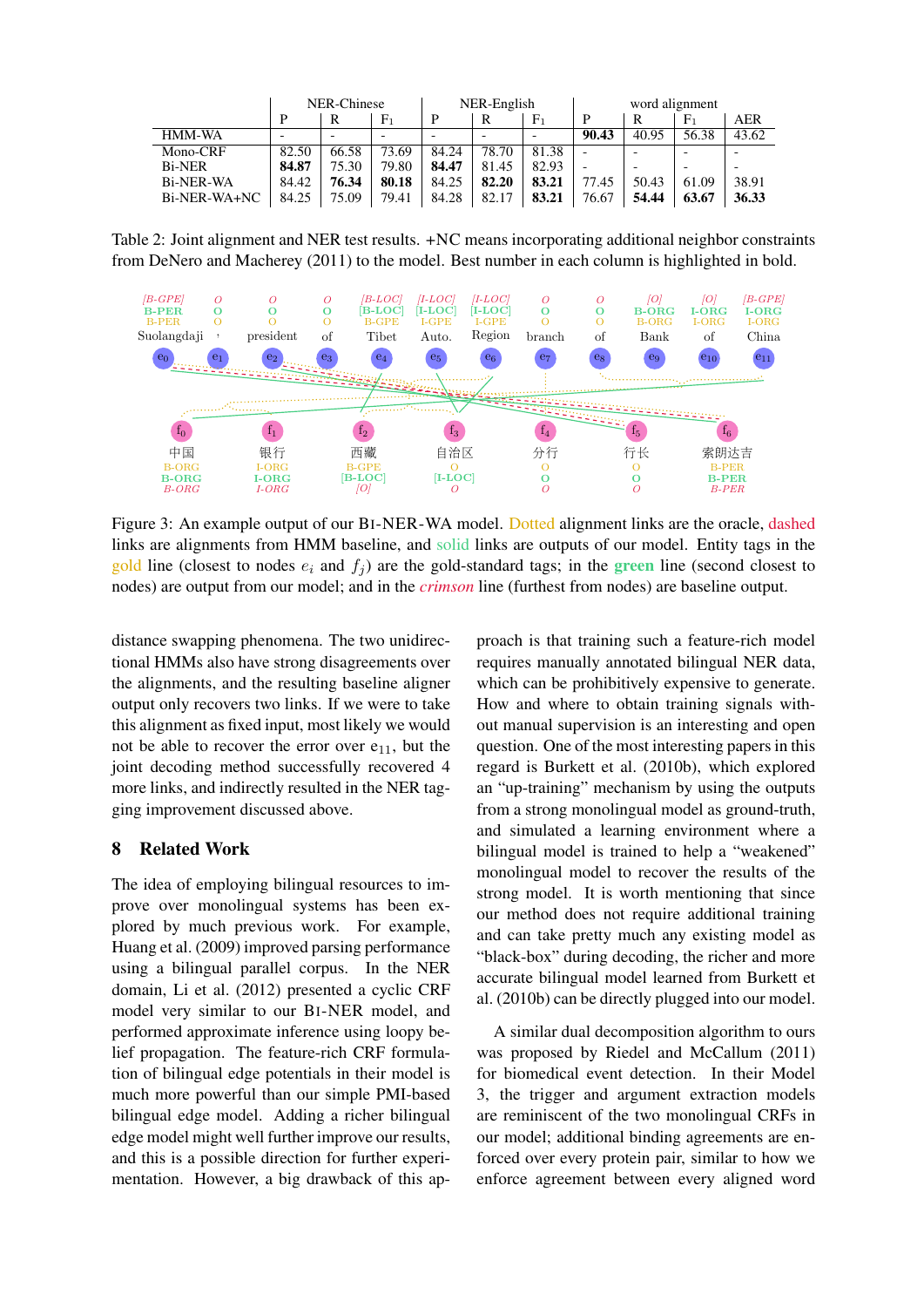| | NER-Chinese | | | NER-English | | | word alignment | | | |
|---|---|---|---|---|---|---|---|---|---|---|
| | P | R | $F_1$ | P | R | $F_1$ | P | R | $F_1$ | AER |
| HMM-WA | - | - | - | - | - | - | **90.43** | 40.95 | 56.38 | 43.62 |
| Mono-CRF | 82.50 | 66.58 | 73.69 | 84.24 | 78.70 | 81.38 | - | - | - | - |
| Bi-NER | **84.87** | 75.30 | 79.80 | **84.47** | 81.45 | 82.93 | - | - | - | - |
| Bi-NER-WA | 84.42 | **76.34** | **80.18** | 84.25 | **82.20** | **83.21** | 77.45 | 50.43 | 61.09 | 38.91 |
| Bi-NER-WA+NC | 84.25 | 75.09 | 79.41 | 84.28 | 82.17 | **83.21** | 76.67 | **54.44** | **63.67** | **36.33** |

Table 2: Joint alignment and NER test results. +NC means incorporating additional neighbor constraints from DeNero and Macherey (2011) to the model. Best number in each column is highlighted in bold.

Figure 3: An example output of our BI-NER-WA model. Dotted alignment links are the oracle, dashed links are alignments from HMM baseline, and solid links are outputs of our model. Entity tags in the gold line (closest to nodes $e_i$ and $f_j$) are the gold-standard tags; in the **green** line (second closest to nodes) are output from our model; and in the *crimson* line (furthest from nodes) are baseline output.

distance swapping phenomena. The two unidirectional HMMs also have strong disagreements over the alignments, and the resulting baseline aligner output only recovers two links. If we were to take this alignment as fixed input, most likely we would not be able to recover the error over $e_{11}$, but the joint decoding method successfully recovered 4 more links, and indirectly resulted in the NER tagging improvement discussed above.

## 8 Related Work

The idea of employing bilingual resources to improve over monolingual systems has been explored by much previous work. For example, Huang et al. (2009) improved parsing performance using a bilingual parallel corpus. In the NER domain, Li et al. (2012) presented a cyclic CRF model very similar to our BI-NER model, and performed approximate inference using loopy belief propagation. The feature-rich CRF formulation of bilingual edge potentials in their model is much more powerful than our simple PMI-based bilingual edge model. Adding a richer bilingual edge model might well further improve our results, and this is a possible direction for further experimentation. However, a big drawback of this approach is that training such a feature-rich model requires manually annotated bilingual NER data, which can be prohibitively expensive to generate. How and where to obtain training signals without manual supervision is an interesting and open question. One of the most interesting papers in this regard is Burkett et al. (2010b), which explored an "up-training" mechanism by using the outputs from a strong monolingual model as ground-truth, and simulated a learning environment where a bilingual model is trained to help a "weakened" monolingual model to recover the results of the strong model. It is worth mentioning that since our method does not require additional training and can take pretty much any existing model as "black-box" during decoding, the richer and more accurate bilingual model learned from Burkett et al. (2010b) can be directly plugged into our model.

A similar dual decomposition algorithm to ours was proposed by Riedel and McCallum (2011) for biomedical event detection. In their Model 3, the trigger and argument extraction models are reminiscent of the two monolingual CRFs in our model; additional binding agreements are enforced over every protein pair, similar to how we enforce agreement between every aligned word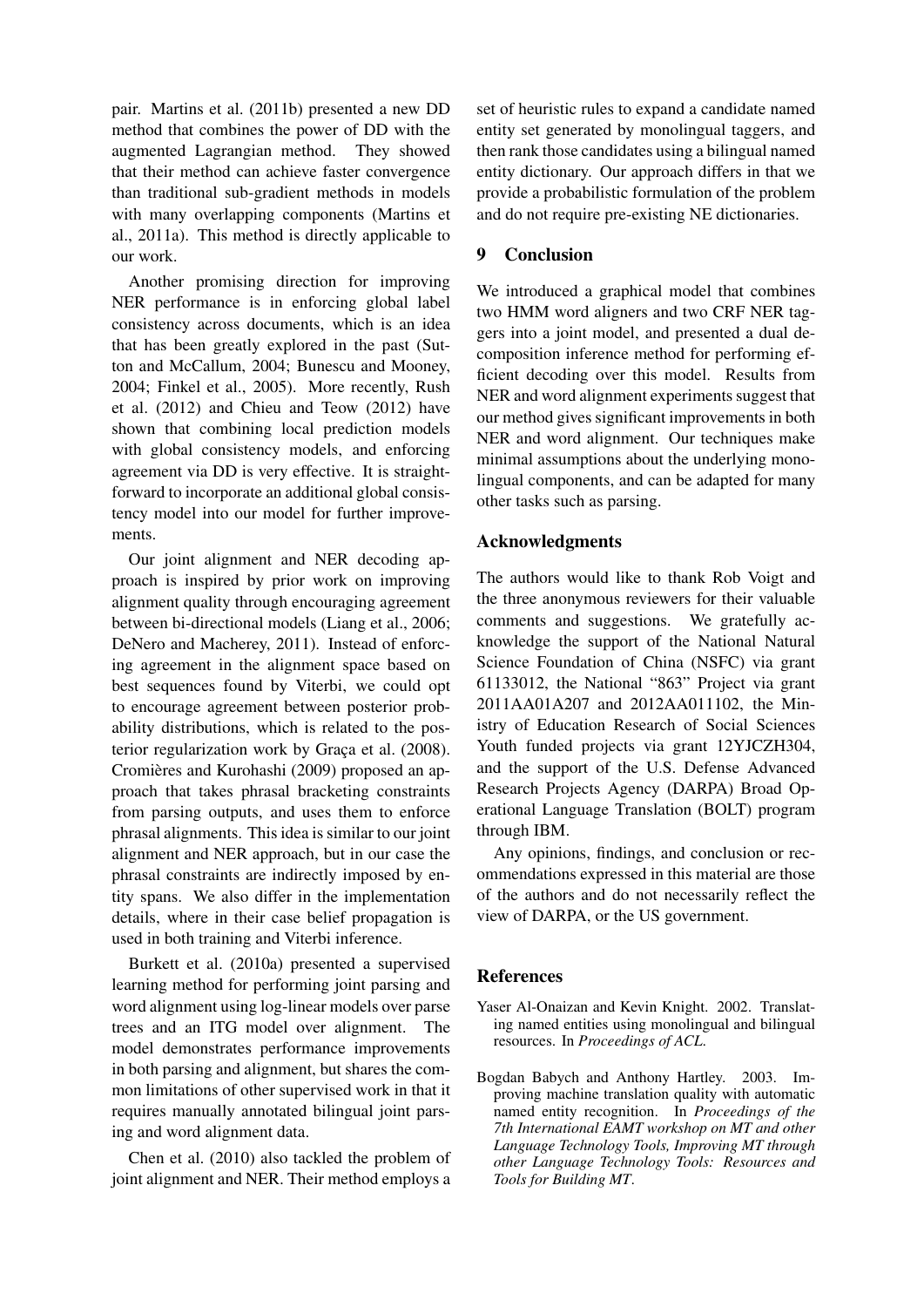pair. Martins et al. (2011b) presented a new DD method that combines the power of DD with the augmented Lagrangian method. They showed that their method can achieve faster convergence than traditional sub-gradient methods in models with many overlapping components (Martins et al., 2011a). This method is directly applicable to our work.

Another promising direction for improving NER performance is in enforcing global label consistency across documents, which is an idea that has been greatly explored in the past (Sutton and McCallum, 2004; Bunescu and Mooney, 2004; Finkel et al., 2005). More recently, Rush et al. (2012) and Chieu and Teow (2012) have shown that combining local prediction models with global consistency models, and enforcing agreement via DD is very effective. It is straightforward to incorporate an additional global consistency model into our model for further improvements.

Our joint alignment and NER decoding approach is inspired by prior work on improving alignment quality through encouraging agreement between bi-directional models (Liang et al., 2006; DeNero and Macherey, 2011). Instead of enforcing agreement in the alignment space based on best sequences found by Viterbi, we could opt to encourage agreement between posterior probability distributions, which is related to the posterior regularization work by Graça et al. (2008). Cromières and Kurohashi (2009) proposed an approach that takes phrasal bracketing constraints from parsing outputs, and uses them to enforce phrasal alignments. This idea is similar to our joint alignment and NER approach, but in our case the phrasal constraints are indirectly imposed by entity spans. We also differ in the implementation details, where in their case belief propagation is used in both training and Viterbi inference.

Burkett et al. (2010a) presented a supervised learning method for performing joint parsing and word alignment using log-linear models over parse trees and an ITG model over alignment. The model demonstrates performance improvements in both parsing and alignment, but shares the common limitations of other supervised work in that it requires manually annotated bilingual joint parsing and word alignment data.

Chen et al. (2010) also tackled the problem of joint alignment and NER. Their method employs a set of heuristic rules to expand a candidate named entity set generated by monolingual taggers, and then rank those candidates using a bilingual named entity dictionary. Our approach differs in that we provide a probabilistic formulation of the problem and do not require pre-existing NE dictionaries.

## 9 Conclusion

We introduced a graphical model that combines two HMM word aligners and two CRF NER taggers into a joint model, and presented a dual decomposition inference method for performing efficient decoding over this model. Results from NER and word alignment experiments suggest that our method gives significant improvements in both NER and word alignment. Our techniques make minimal assumptions about the underlying monolingual components, and can be adapted for many other tasks such as parsing.

## Acknowledgments

The authors would like to thank Rob Voigt and the three anonymous reviewers for their valuable comments and suggestions. We gratefully acknowledge the support of the National Natural Science Foundation of China (NSFC) via grant 61133012, the National "863" Project via grant 2011AA01A207 and 2012AA011102, the Ministry of Education Research of Social Sciences Youth funded projects via grant 12YJCZH304, and the support of the U.S. Defense Advanced Research Projects Agency (DARPA) Broad Operational Language Translation (BOLT) program through IBM.

Any opinions, findings, and conclusion or recommendations expressed in this material are those of the authors and do not necessarily reflect the view of DARPA, or the US government.

## References

Yaser Al-Onaizan and Kevin Knight. 2002. Translating named entities using monolingual and bilingual resources. In *Proceedings of ACL*.

Bogdan Babych and Anthony Hartley. 2003. Improving machine translation quality with automatic named entity recognition. In *Proceedings of the 7th International EAMT workshop on MT and other Language Technology Tools, Improving MT through other Language Technology Tools: Resources and Tools for Building MT*.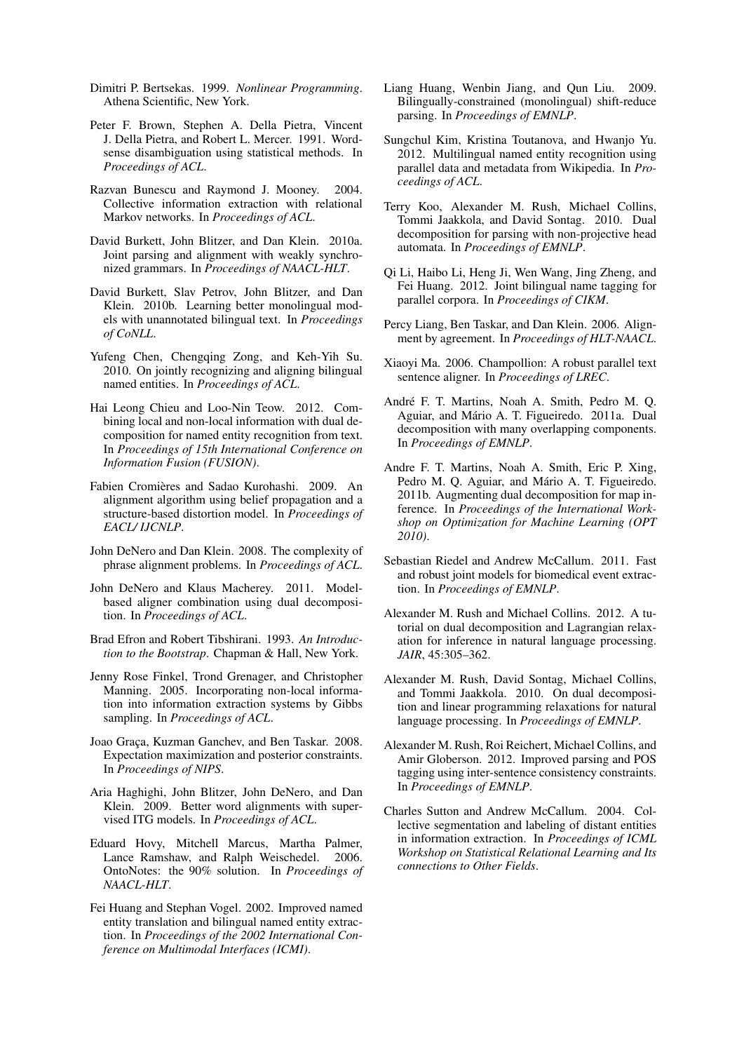Dimitri P. Bertsekas. 1999. *Nonlinear Programming*. Athena Scientific, New York.

Peter F. Brown, Stephen A. Della Pietra, Vincent J. Della Pietra, and Robert L. Mercer. 1991. Word-sense disambiguation using statistical methods. In *Proceedings of ACL*.

Razvan Bunescu and Raymond J. Mooney. 2004. Collective information extraction with relational Markov networks. In *Proceedings of ACL*.

David Burkett, John Blitzer, and Dan Klein. 2010a. Joint parsing and alignment with weakly synchronized grammars. In *Proceedings of NAACL-HLT*.

David Burkett, Slav Petrov, John Blitzer, and Dan Klein. 2010b. Learning better monolingual models with unannotated bilingual text. In *Proceedings of CoNLL*.

Yufeng Chen, Chengqing Zong, and Keh-Yih Su. 2010. On jointly recognizing and aligning bilingual named entities. In *Proceedings of ACL*.

Hai Leong Chieu and Loo-Nin Teow. 2012. Combining local and non-local information with dual decomposition for named entity recognition from text. In *Proceedings of 15th International Conference on Information Fusion (FUSION)*.

Fabien Cromières and Sadao Kurohashi. 2009. An alignment algorithm using belief propagation and a structure-based distortion model. In *Proceedings of EACL/ IJCNLP*.

John DeNero and Dan Klein. 2008. The complexity of phrase alignment problems. In *Proceedings of ACL*.

John DeNero and Klaus Macherey. 2011. Model-based aligner combination using dual decomposition. In *Proceedings of ACL*.

Brad Efron and Robert Tibshirani. 1993. *An Introduction to the Bootstrap*. Chapman & Hall, New York.

Jenny Rose Finkel, Trond Grenager, and Christopher Manning. 2005. Incorporating non-local information into information extraction systems by Gibbs sampling. In *Proceedings of ACL*.

Joao Graça, Kuzman Ganchev, and Ben Taskar. 2008. Expectation maximization and posterior constraints. In *Proceedings of NIPS*.

Aria Haghighi, John Blitzer, John DeNero, and Dan Klein. 2009. Better word alignments with supervised ITG models. In *Proceedings of ACL*.

Eduard Hovy, Mitchell Marcus, Martha Palmer, Lance Ramshaw, and Ralph Weischedel. 2006. OntoNotes: the 90% solution. In *Proceedings of NAACL-HLT*.

Fei Huang and Stephan Vogel. 2002. Improved named entity translation and bilingual named entity extraction. In *Proceedings of the 2002 International Conference on Multimodal Interfaces (ICMI)*.

Liang Huang, Wenbin Jiang, and Qun Liu. 2009. Bilingually-constrained (monolingual) shift-reduce parsing. In *Proceedings of EMNLP*.

Sungchul Kim, Kristina Toutanova, and Hwanjo Yu. 2012. Multilingual named entity recognition using parallel data and metadata from Wikipedia. In *Proceedings of ACL*.

Terry Koo, Alexander M. Rush, Michael Collins, Tommi Jaakkola, and David Sontag. 2010. Dual decomposition for parsing with non-projective head automata. In *Proceedings of EMNLP*.

Qi Li, Haibo Li, Heng Ji, Wen Wang, Jing Zheng, and Fei Huang. 2012. Joint bilingual name tagging for parallel corpora. In *Proceedings of CIKM*.

Percy Liang, Ben Taskar, and Dan Klein. 2006. Alignment by agreement. In *Proceedings of HLT-NAACL*.

Xiaoyi Ma. 2006. Champollion: A robust parallel text sentence aligner. In *Proceedings of LREC*.

André F. T. Martins, Noah A. Smith, Pedro M. Q. Aguiar, and Mário A. T. Figueiredo. 2011a. Dual decomposition with many overlapping components. In *Proceedings of EMNLP*.

Andre F. T. Martins, Noah A. Smith, Eric P. Xing, Pedro M. Q. Aguiar, and Mário A. T. Figueiredo. 2011b. Augmenting dual decomposition for map inference. In *Proceedings of the International Workshop on Optimization for Machine Learning (OPT 2010)*.

Sebastian Riedel and Andrew McCallum. 2011. Fast and robust joint models for biomedical event extraction. In *Proceedings of EMNLP*.

Alexander M. Rush and Michael Collins. 2012. A tutorial on dual decomposition and Lagrangian relaxation for inference in natural language processing. *JAIR*, 45:305–362.

Alexander M. Rush, David Sontag, Michael Collins, and Tommi Jaakkola. 2010. On dual decomposition and linear programming relaxations for natural language processing. In *Proceedings of EMNLP*.

Alexander M. Rush, Roi Reichert, Michael Collins, and Amir Globerson. 2012. Improved parsing and POS tagging using inter-sentence consistency constraints. In *Proceedings of EMNLP*.

Charles Sutton and Andrew McCallum. 2004. Collective segmentation and labeling of distant entities in information extraction. In *Proceedings of ICML Workshop on Statistical Relational Learning and Its connections to Other Fields*.